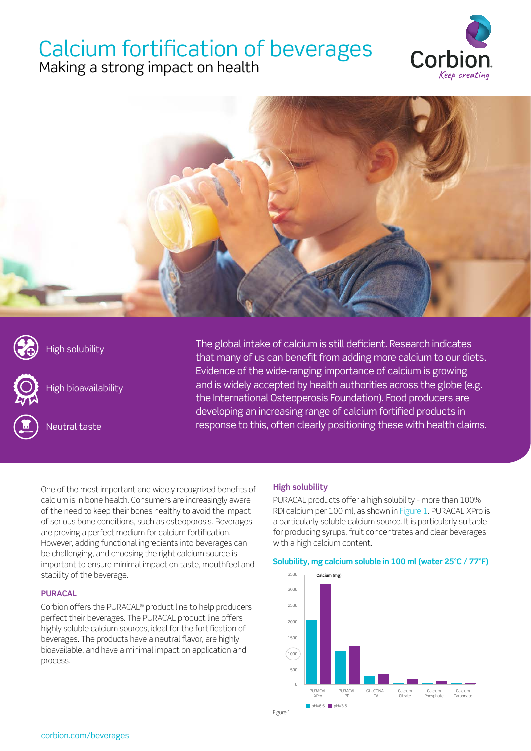# Calcium fortification of beverages

## Making a strong impact on health

High solubility

High bioavailability

Neutral taste

The global intake of calcium is still deficient. Research indicates that many of us can benefit from adding more calcium to our diets. Evidence of the wide-ranging importance of calcium is growing and is widely accepted by health authorities across the globe (e.g. the International Osteoporosis Foundation). Food producers are developing an increasing range of calcium fortified products in response to this, often clearly positioning these with health claims.

One of the most important and widely recognized benefits of calcium is in bone health. Consumers are increasingly aware of the need to keep their bones healthy to avoid the impact of serious bone conditions, such as osteoporosis. Beverages are proving a perfect medium for calcium fortification. However, adding functional ingredients into beverages can be challenging, and choosing the right calcium source is important to ensure minimal impact on taste, mouthfeel and stability of the beverage.

### PURACAL

Corbion offers the PURACAL® product line to help producers perfect their beverages. The PURACAL product line offers highly soluble calcium sources, ideal for the fortification of beverages. The products have a neutral flavor, are highly bioavailable, and have a minimal impact on application and process.

### High solubility

PURACAL products offer a high solubility - more than 100% RDI calcium per 100 ml, as shown in Figure 1. PURACAL XPro is a particularly soluble calcium source. It is particularly suitable for producing syrups, fruit concentrates and clear beverages with a high calcium content.

**Solubility, mg calcium soluble in 100 ml (water 25°C / 77°F)**

Figure 1

corbion.com/beverages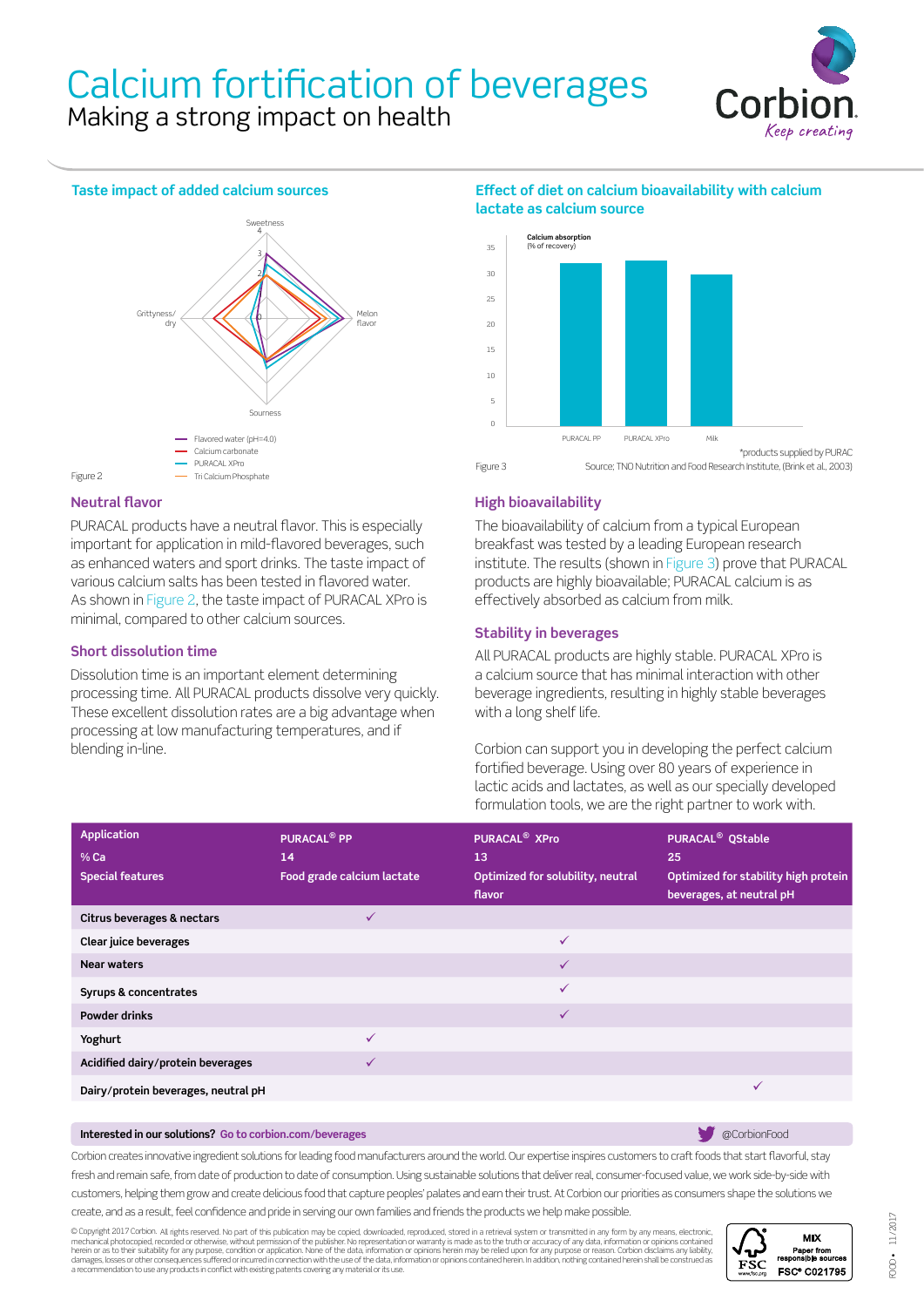# Calcium fortification of beverages

Making a strong impact on health

Corbion
Keep creating

## Taste impact of added calcium sources

Sweetness
4
3
2
1
0
Grittyness/ dry
Melon flavor
Sourness

Flavored water (pH=4.0)
Calcium carbonate
PURACAL XPro
Tri Calcium Phosphate

Figure 2

## Effect of diet on calcium bioavailability with calcium lactate as calcium source

Calcium absorption (% of recovery)
35
30
25
20
15
10
5
0
PURACAL PP
PURACAL XPro
Milk

*products supplied by PURAC

Figure 3

Source: TNO Nutrition and Food Research Institute, (Brink et al., 2003)

### Neutral flavor

PURACAL products have a neutral flavor. This is especially important for application in mild-flavored beverages, such as enhanced waters and sport drinks. The taste impact of various calcium salts has been tested in flavored water. As shown in Figure 2, the taste impact of PURACAL XPro is minimal, compared to other calcium sources.

### Short dissolution time

Dissolution time is an important element determining processing time. All PURACAL products dissolve very quickly. These excellent dissolution rates are a big advantage when processing at low manufacturing temperatures, and if blending in-line.

### High bioavailability

The bioavailability of calcium from a typical European breakfast was tested by a leading European research institute. The results (shown in Figure 3) prove that PURACAL products are highly bioavailable; PURACAL calcium is as effectively absorbed as calcium from milk.

### Stability in beverages

All PURACAL products are highly stable. PURACAL XPro is a calcium source that has minimal interaction with other beverage ingredients, resulting in highly stable beverages with a long shelf life.

Corbion can support you in developing the perfect calcium fortified beverage. Using over 80 years of experience in lactic acids and lactates, as well as our specially developed formulation tools, we are the right partner to work with.

| Application | PURACAL® PP | PURACAL® XPro | PURACAL® QStable |
|---|---|---|---|
| % Ca | 14 | 13 | 25 |
| Special features | Food grade calcium lactate | Optimized for solubility, neutral flavor | Optimized for stability high protein beverages, at neutral pH |
| Citrus beverages & nectars | ✓ | | |
| Clear juice beverages | | ✓ | |
| Near waters | | ✓ | |
| Syrups & concentrates | | ✓ | |
| Powder drinks | | ✓ | |
| Yoghurt | ✓ | | |
| Acidified dairy/protein beverages | ✓ | | |
| Dairy/protein beverages, neutral pH | | | ✓ |

**Interested in our solutions?** Go to corbion.com/beverages

@CorbionFood

Corbion creates innovative ingredient solutions for leading food manufacturers around the world. Our expertise inspires customers to craft foods that start flavorful, stay fresh and remain safe, from date of production to date of consumption. Using sustainable solutions that deliver real, consumer-focused value, we work side-by-side with customers, helping them grow and create delicious food that capture peoples' palates and earn their trust. At Corbion our priorities as consumers shape the solutions we create, and as a result, feel confidence and pride in serving our own families and friends the products we help make possible.

© Copyright 2017 Corbion. All rights reserved. No part of this publication may be copied, downloaded, reproduced, stored in a retrieval system or transmitted in any form by any means, electronic, mechanical photocopied, recorded or otherwise, without permission of the publisher. No representation or warranty is made as to the truth or accuracy of any data, information or opinions contained herein or as to their suitability for any purpose, condition or application. None of the data, information or opinions herein may be relied upon for any purpose or reason. Corbion disclaims any liability, damages, losses or other consequences suffered or incurred in connection with the use of the data, information or opinions contained herein. In addition, nothing contained herein shall be construed as a recommendation to use any products in conflict with existing patents covering any material or its use.

MIX
Paper from responsible sources
FSC® C021795

FOOD • 11/2017